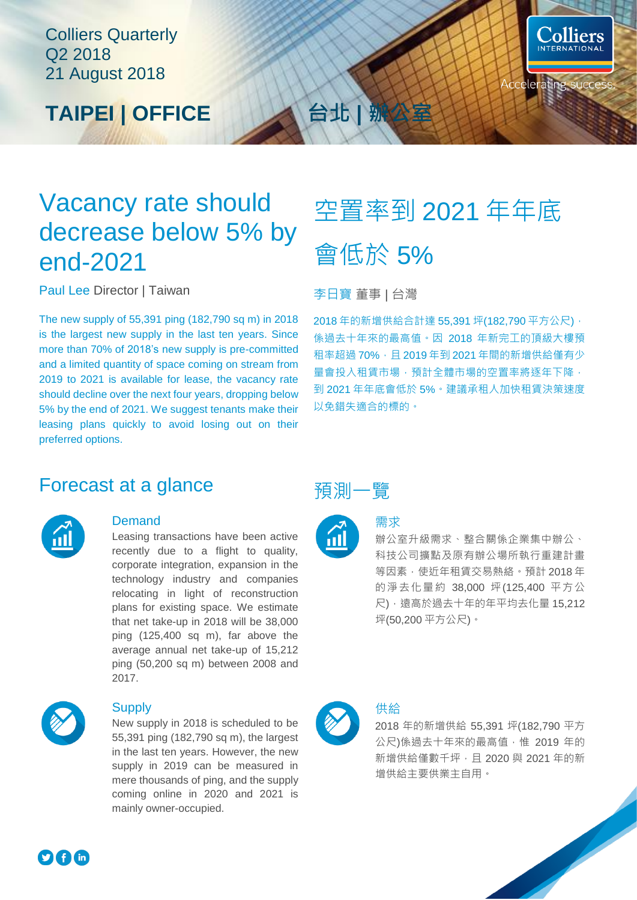Colliers Quarterly
Q2 2018
21 August 2018

# TAIPEI | OFFICE

# 台北 | 辦公室

## Vacancy rate should decrease below 5% by end-2021

Paul Lee Director | Taiwan

The new supply of 55,391 ping (182,790 sq m) in 2018 is the largest new supply in the last ten years. Since more than 70% of 2018's new supply is pre-committed and a limited quantity of space coming on stream from 2019 to 2021 is available for lease, the vacancy rate should decline over the next four years, dropping below 5% by the end of 2021. We suggest tenants make their leasing plans quickly to avoid losing out on their preferred options.

## 空置率到 2021 年年底會低於 5%

李日寶 董事 | 台灣

2018 年的新增供給合計達 55,391 坪(182,790 平方公尺)，係過去十年來的最高值。因 2018 年新完工的頂級大樓預租率超過 70%，且 2019 年到 2021 年間的新增供給僅有少量會投入租賃市場，預計全體市場的空置率將逐年下降，到 2021 年年底會低於 5%。建議承租人加快租賃決策速度以免錯失適合的標的。

## Forecast at a glance

### Demand

Leasing transactions have been active recently due to a flight to quality, corporate integration, expansion in the technology industry and companies relocating in light of reconstruction plans for existing space. We estimate that net take-up in 2018 will be 38,000 ping (125,400 sq m), far above the average annual net take-up of 15,212 ping (50,200 sq m) between 2008 and 2017.

### Supply

New supply in 2018 is scheduled to be 55,391 ping (182,790 sq m), the largest in the last ten years. However, the new supply in 2019 can be measured in mere thousands of ping, and the supply coming online in 2020 and 2021 is mainly owner-occupied.

## 預測一覽

### 需求

辦公室升級需求、整合關係企業集中辦公、科技公司擴點及原有辦公場所執行重建計畫等因素，使近年租賃交易熱絡。預計 2018 年的淨去化量約 38,000 坪(125,400 平方公尺)，遠高於過去十年的年平均去化量 15,212 坪(50,200 平方公尺)。

### 供給

2018 年的新增供給 55,391 坪(182,790 平方公尺)係過去十年來的最高值，惟 2019 年的新增供給僅數千坪，且 2020 與 2021 年的新增供給主要供業主自用。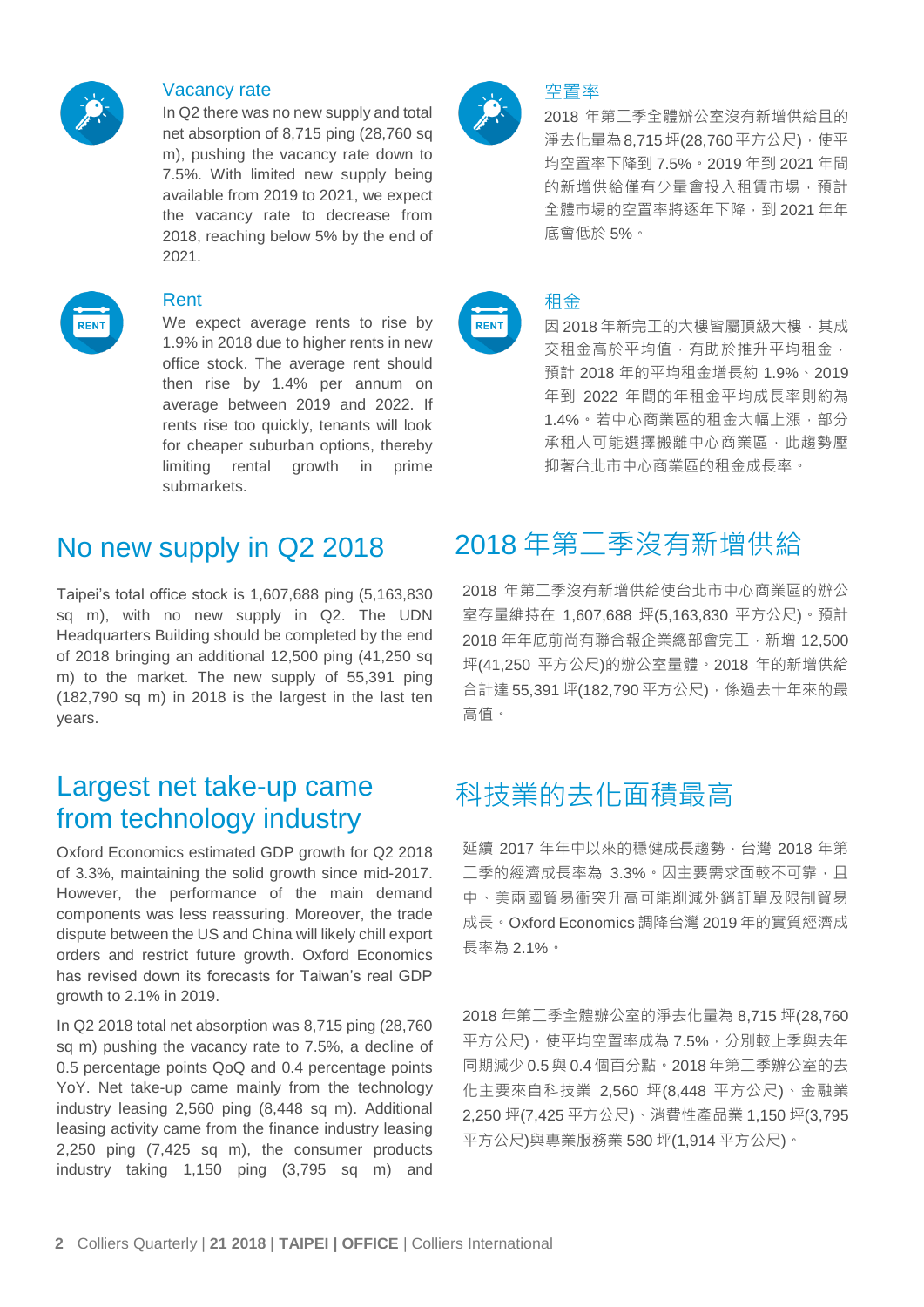### Vacancy rate

In Q2 there was no new supply and total net absorption of 8,715 ping (28,760 sq m), pushing the vacancy rate down to 7.5%. With limited new supply being available from 2019 to 2021, we expect the vacancy rate to decrease from 2018, reaching below 5% by the end of 2021.

### Rent

We expect average rents to rise by 1.9% in 2018 due to higher rents in new office stock. The average rent should then rise by 1.4% per annum on average between 2019 and 2022. If rents rise too quickly, tenants will look for cheaper suburban options, thereby limiting rental growth in prime submarkets.

## No new supply in Q2 2018

Taipei's total office stock is 1,607,688 ping (5,163,830 sq m), with no new supply in Q2. The UDN Headquarters Building should be completed by the end of 2018 bringing an additional 12,500 ping (41,250 sq m) to the market. The new supply of 55,391 ping (182,790 sq m) in 2018 is the largest in the last ten years.

## Largest net take-up came from technology industry

Oxford Economics estimated GDP growth for Q2 2018 of 3.3%, maintaining the solid growth since mid-2017. However, the performance of the main demand components was less reassuring. Moreover, the trade dispute between the US and China will likely chill export orders and restrict future growth. Oxford Economics has revised down its forecasts for Taiwan's real GDP growth to 2.1% in 2019.

In Q2 2018 total net absorption was 8,715 ping (28,760 sq m) pushing the vacancy rate to 7.5%, a decline of 0.5 percentage points QoQ and 0.4 percentage points YoY. Net take-up came mainly from the technology industry leasing 2,560 ping (8,448 sq m). Additional leasing activity came from the finance industry leasing 2,250 ping (7,425 sq m), the consumer products industry taking 1,150 ping (3,795 sq m) and

### 空置率

2018 年第二季全體辦公室沒有新增供給且的淨去化量為 8,715 坪(28,760 平方公尺)，使平均空置率下降到 7.5%。2019 年到 2021 年間的新增供給僅有少量會投入租賃市場，預計全體市場的空置率將逐年下降，到 2021 年年底會低於 5%。

### 租金

因 2018 年新完工的大樓皆屬頂級大樓，其成交租金高於平均值，有助於推升平均租金，預計 2018 年的平均租金增長約 1.9%、2019 年到 2022 年間的年租金平均成長率則約為 1.4%。若中心商業區的租金大幅上漲，部分承租人可能選擇搬離中心商業區，此趨勢壓抑著台北市中心商業區的租金成長率。

## 2018 年第二季沒有新增供給

2018 年第二季沒有新增供給使台北市中心商業區的辦公室存量維持在 1,607,688 坪(5,163,830 平方公尺)。預計 2018 年年底前尚有聯合報企業總部會完工，新增 12,500 坪(41,250 平方公尺)的辦公室量體。2018 年的新增供給合計達 55,391 坪(182,790 平方公尺)，係過去十年來的最高值。

## 科技業的去化面積最高

延續 2017 年年中以來的穩健成長趨勢，台灣 2018 年第二季的經濟成長率為 3.3%。因主要需求面較不可靠，且中、美兩國貿易衝突升高可能削減外銷訂單及限制貿易成長。Oxford Economics 調降台灣 2019 年的實質經濟成長率為 2.1%。

2018 年第二季全體辦公室的淨去化量為 8,715 坪(28,760 平方公尺)，使平均空置率成為 7.5%，分別較上季與去年同期減少 0.5 與 0.4 個百分點。2018 年第二季辦公室的去化主要來自科技業 2,560 坪(8,448 平方公尺)、金融業 2,250 坪(7,425 平方公尺)、消費性產品業 1,150 坪(3,795 平方公尺)與專業服務業 580 坪(1,914 平方公尺)。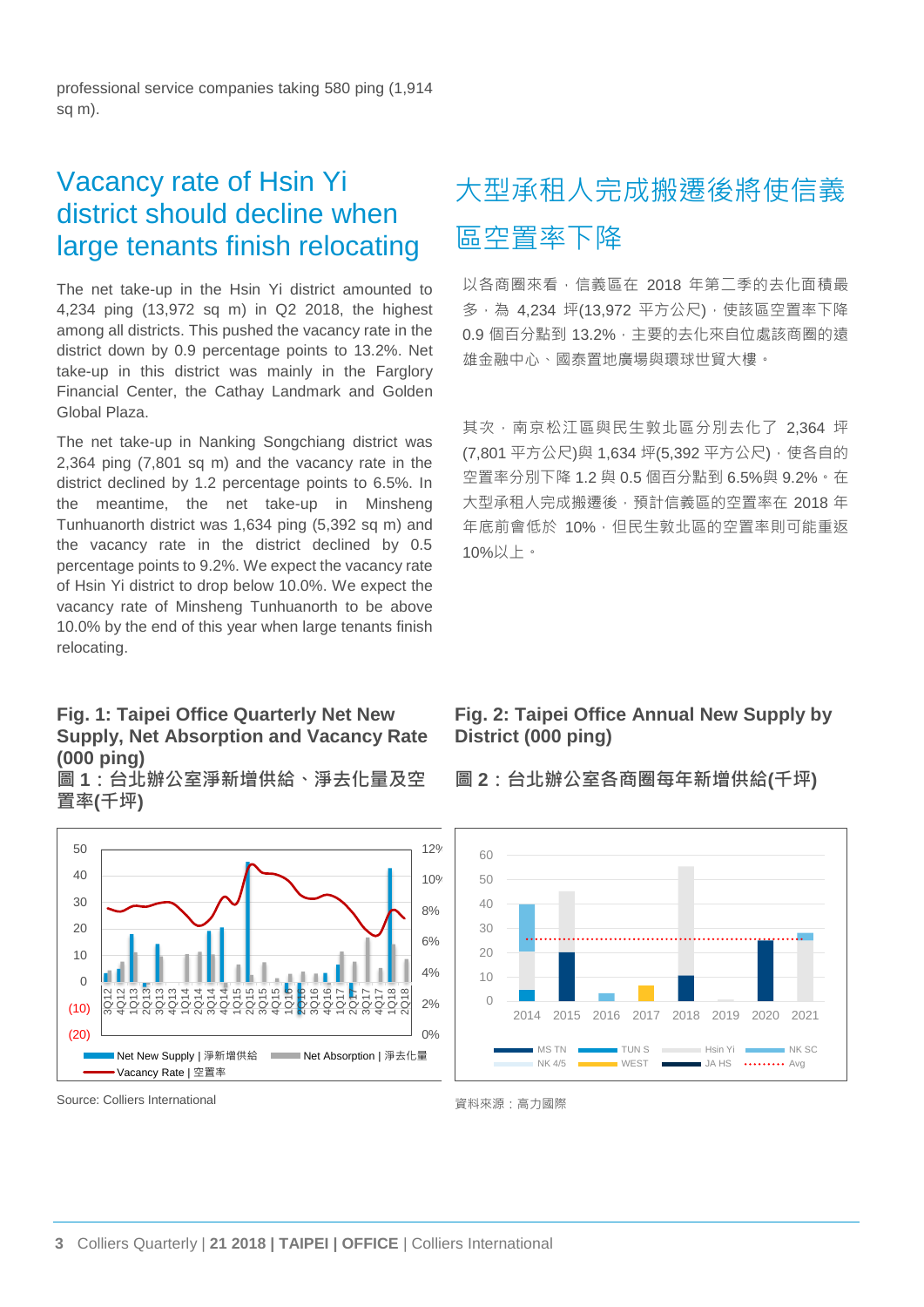professional service companies taking 580 ping (1,914 sq m).

## Vacancy rate of Hsin Yi district should decline when large tenants finish relocating

The net take-up in the Hsin Yi district amounted to 4,234 ping (13,972 sq m) in Q2 2018, the highest among all districts. This pushed the vacancy rate in the district down by 0.9 percentage points to 13.2%. Net take-up in this district was mainly in the Farglory Financial Center, the Cathay Landmark and Golden Global Plaza.

The net take-up in Nanking Songchiang district was 2,364 ping (7,801 sq m) and the vacancy rate in the district declined by 1.2 percentage points to 6.5%. In the meantime, the net take-up in Minsheng Tunhuanorth district was 1,634 ping (5,392 sq m) and the vacancy rate in the district declined by 0.5 percentage points to 9.2%. We expect the vacancy rate of Hsin Yi district to drop below 10.0%. We expect the vacancy rate of Minsheng Tunhuanorth to be above 10.0% by the end of this year when large tenants finish relocating.

## 大型承租人完成搬遷後將使信義區空置率下降

以各商圈來看，信義區在 2018 年第二季的去化面積最多，為 4,234 坪(13,972 平方公尺)，使該區空置率下降 0.9 個百分點到 13.2%，主要的去化來自位處該商圈的遠雄金融中心、國泰置地廣場與環球世貿大樓。

其次，南京松江區與民生敦北區分別去化了 2,364 坪(7,801 平方公尺)與 1,634 坪(5,392 平方公尺)，使各自的空置率分別下降 1.2 與 0.5 個百分點到 6.5%與 9.2%。在大型承租人完成搬遷後，預計信義區的空置率在 2018 年年底前會低於 10%，但民生敦北區的空置率則可能重返10%以上。

**Fig. 1: Taipei Office Quarterly Net New Supply, Net Absorption and Vacancy Rate (000 ping)**
**圖 1：台北辦公室淨新增供給、淨去化量及空置率(千坪)**

Source: Colliers International

**Fig. 2: Taipei Office Annual New Supply by District (000 ping)**
**圖 2：台北辦公室各商圈每年新增供給(千坪)**

資料來源：高力國際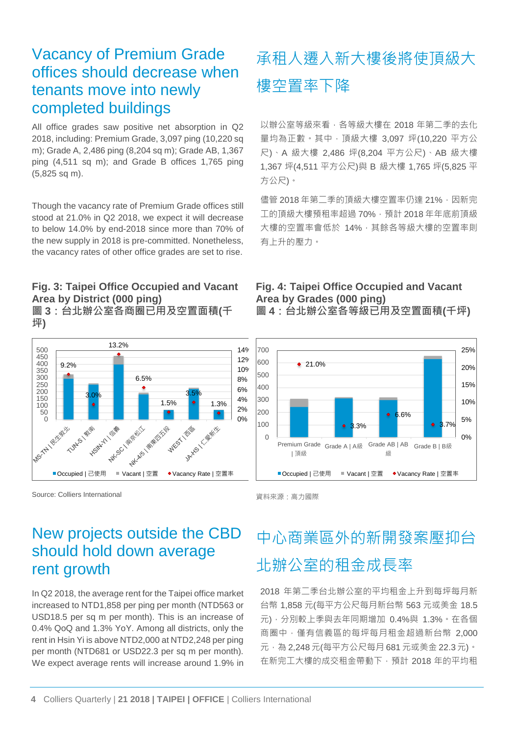## Vacancy of Premium Grade offices should decrease when tenants move into newly completed buildings

All office grades saw positive net absorption in Q2 2018, including: Premium Grade, 3,097 ping (10,220 sq m); Grade A, 2,486 ping (8,204 sq m); Grade AB, 1,367 ping (4,511 sq m); and Grade B offices 1,765 ping (5,825 sq m).

Though the vacancy rate of Premium Grade offices still stood at 21.0% in Q2 2018, we expect it will decrease to below 14.0% by end-2018 since more than 70% of the new supply in 2018 is pre-committed. Nonetheless, the vacancy rates of other office grades are set to rise.

## 承租人遷入新大樓後將使頂級大樓空置率下降

以辦公室等級來看，各等級大樓在 2018 年第二季的去化量均為正數。其中，頂級大樓 3,097 坪(10,220 平方公尺)、A 級大樓 2,486 坪(8,204 平方公尺)、AB 級大樓 1,367 坪(4,511 平方公尺)與 B 級大樓 1,765 坪(5,825 平方公尺)。

儘管 2018 年第二季的頂級大樓空置率仍達 21%，因新完工的頂級大樓預租率超過 70%，預計 2018 年年底前頂級大樓的空置率會低於 14%，其餘各等級大樓的空置率則有上升的壓力。

**Fig. 3: Taipei Office Occupied and Vacant Area by District (000 ping)**
**圖 3：台北辦公室各商圈已用及空置面積(千坪)**

| District | Vacancy Rate \| 空置率 |
|---|---|
| MS-TN \| 民生敦北 | 9.2% |
| TUN-S \| 敦南 | 3.0% |
| HSIN-YI \| 信義 | 13.2% |
| NK-SC \| 南京松江 | 6.5% |
| NK-4/5 \| 南東四五段 | 1.5% |
| WEST \| 西區 | 3.5% |
| JA-HS \| 仁愛新生 | 1.3% |

Occupied | 已使用 ■ Vacant | 空置 ◆ Vacancy Rate | 空置率

Source: Colliers International

**Fig. 4: Taipei Office Occupied and Vacant Area by Grades (000 ping)**
**圖 4：台北辦公室各等級已用及空置面積(千坪)**

| Grade | Vacancy Rate \| 空置率 |
|---|---|
| Premium Grade \| 頂級 | 21.0% |
| Grade A \| A級 | 3.3% |
| Grade AB \| AB級 | 6.6% |
| Grade B \| B級 | 3.7% |

Occupied | 已使用 ■ Vacant | 空置 ◆ Vacancy Rate | 空置率

資料來源：高力國際

## New projects outside the CBD should hold down average rent growth

In Q2 2018, the average rent for the Taipei office market increased to NTD1,858 per ping per month (NTD563 or USD18.5 per sq m per month). This is an increase of 0.4% QoQ and 1.3% YoY. Among all districts, only the rent in Hsin Yi is above NTD2,000 at NTD2,248 per ping per month (NTD681 or USD22.3 per sq m per month). We expect average rents will increase around 1.9% in

## 中心商業區外的新開發案壓抑台北辦公室的租金成長率

2018 年第二季台北辦公室的平均租金上升到每坪每月新台幣 1,858 元(每平方公尺每月新台幣 563 元或美金 18.5 元)，分別較上季與去年同期增加 0.4%與 1.3%。在各個商圈中，僅有信義區的每坪每月租金超過新台幣 2,000 元，為 2,248 元(每平方公尺每月 681 元或美金 22.3 元)。在新完工大樓的成交租金帶動下，預計 2018 年的平均租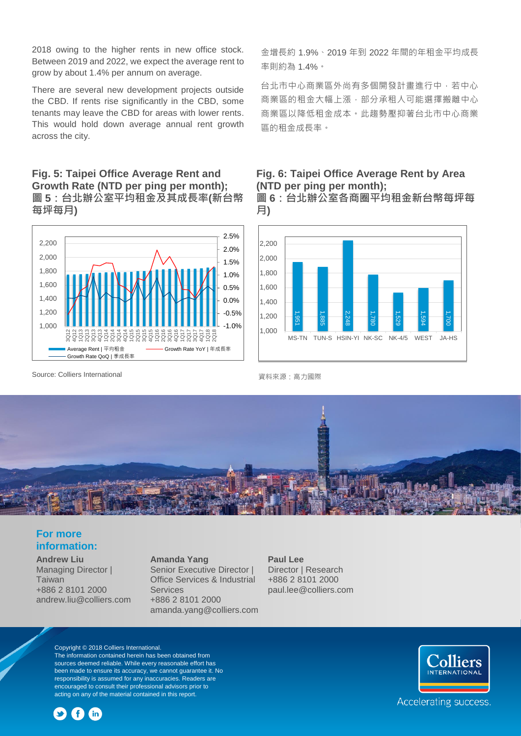2018 owing to the higher rents in new office stock. Between 2019 and 2022, we expect the average rent to grow by about 1.4% per annum on average.

There are several new development projects outside the CBD. If rents rise significantly in the CBD, some tenants may leave the CBD for areas with lower rents. This would hold down average annual rent growth across the city.

金增長約 1.9%、2019 年到 2022 年間的年租金平均成長率則約為 1.4%。

台北市中心商業區外尚有多個開發計畫進行中，若中心商業區的租金大幅上漲，部分承租人可能選擇搬離中心商業區以降低租金成本。此趨勢壓抑著台北市中心商業區的租金成長率。

### Fig. 5: Taipei Office Average Rent and Growth Rate (NTD per ping per month); 圖 5：台北辦公室平均租金及其成長率(新台幣每坪每月)

2,200
2,000
1,800
1,600
1,400
1,200
1,000

2.5%
2.0%
1.5%
1.0%
0.5%
0.0%
-0.5%
-1.0%

3Q12 4Q12 1Q13 2Q13 3Q13 4Q13 1Q14 2Q14 3Q14 4Q14 1Q15 2Q15 3Q15 4Q15 1Q16 2Q16 3Q16 4Q16 1Q17 2Q17 3Q17 4Q17 1Q18 2Q18

Average Rent | 平均租金
Growth Rate YoY | 年成長率
Growth Rate QoQ | 季成長率

Source: Colliers International

### Fig. 6: Taipei Office Average Rent by Area (NTD per ping per month); 圖 6：台北辦公室各商圈平均租金新台幣每坪每月)

2,200
2,000
1,800
1,600
1,400
1,200
1,000

MS-TN 1,951
TUN-S 1,885
HSIN-YI 2,248
NK-SC 1,780
NK-4/5 1,529
WEST 1,594
JA-HS 1,700

資料來源：高力國際

## For more information:

**Andrew Liu**
Managing Director | Taiwan
+886 2 8101 2000
andrew.liu@colliers.com

**Amanda Yang**
Senior Executive Director | Office Services & Industrial Services
+886 2 8101 2000
amanda.yang@colliers.com

**Paul Lee**
Director | Research
+886 2 8101 2000
paul.lee@colliers.com

Copyright © 2018 Colliers International.
The information contained herein has been obtained from sources deemed reliable. While every reasonable effort has been made to ensure its accuracy, we cannot guarantee it. No responsibility is assumed for any inaccuracies. Readers are encouraged to consult their professional advisors prior to acting on any of the material contained in this report.

Colliers INTERNATIONAL
Accelerating success.